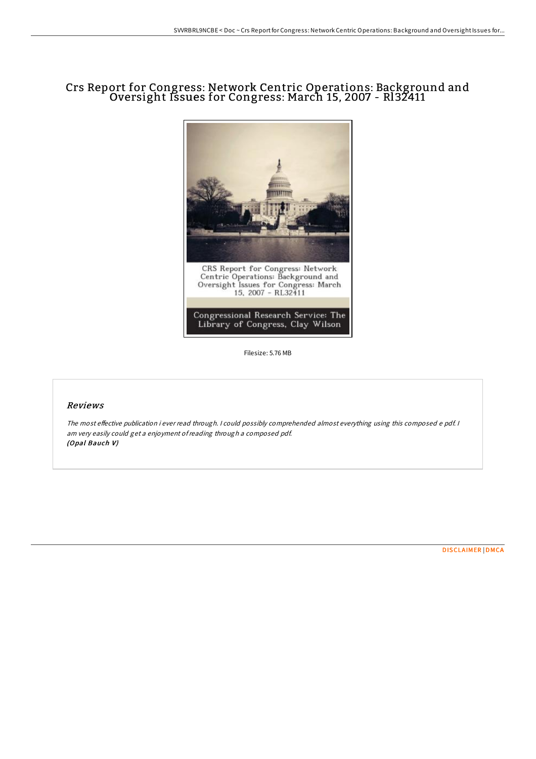# Crs Report for Congress: Network Centric Operations: Background and Oversight Issues for Congress: March 15, 2007 - Rl32411

Filesize: 5.76 MB

## Reviews

*The most effective publication i ever read through. I could possibly comprehended almost everything using this composed e pdf. I am very easily could get a enjoyment of reading through a composed pdf.*
***(Opal Bauch V)***

DISCLAIMER | DMCA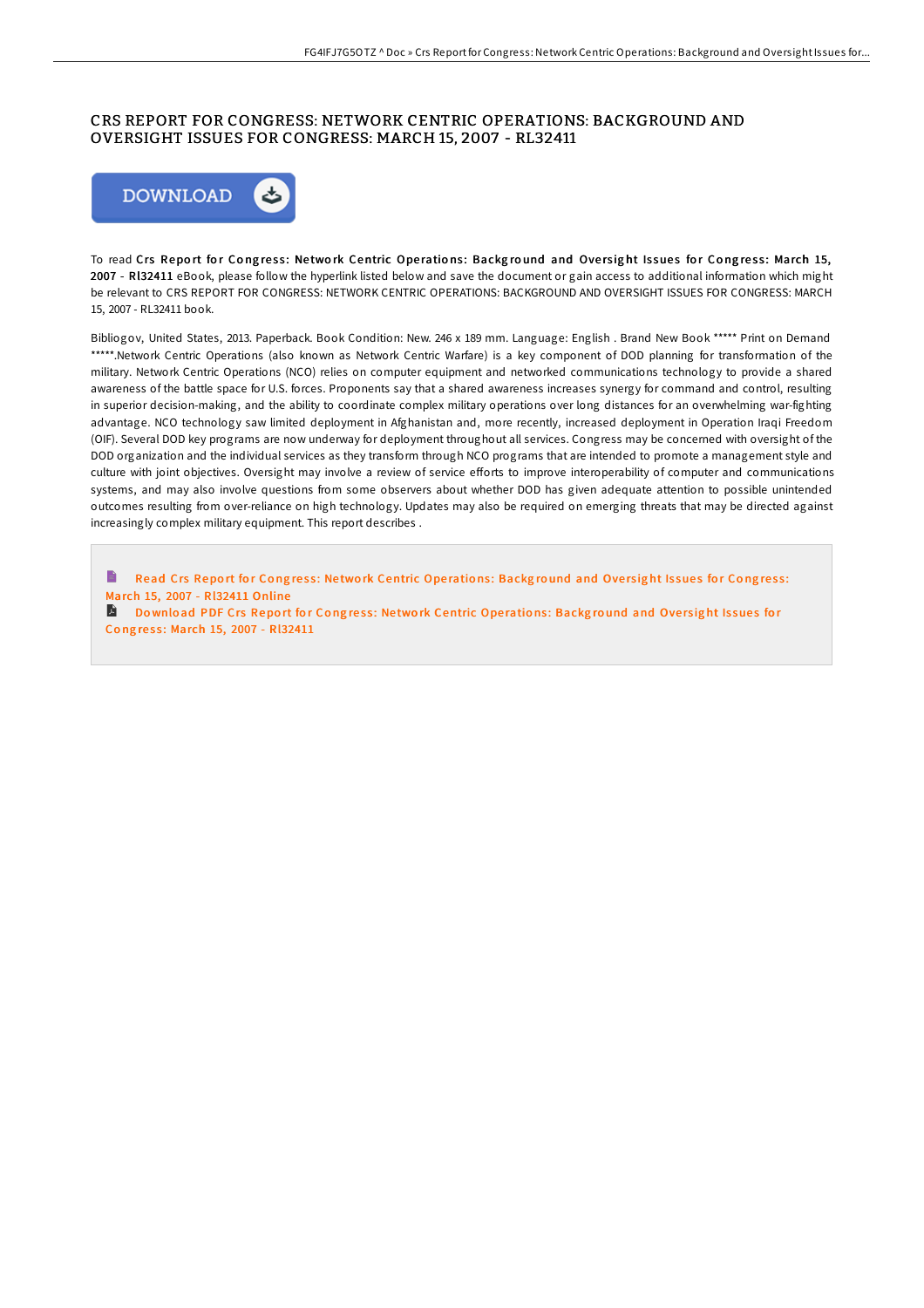# CRS REPORT FOR CONGRESS: NETWORK CENTRIC OPERATIONS: BACKGROUND AND OVERSIGHT ISSUES FOR CONGRESS: MARCH 15, 2007 - RL32411

DOWNLOAD

To read **Crs Report for Congress: Network Centric Operations: Background and Oversight Issues for Congress: March 15, 2007 - Rl32411** eBook, please follow the hyperlink listed below and save the document or gain access to additional information which might be relevant to CRS REPORT FOR CONGRESS: NETWORK CENTRIC OPERATIONS: BACKGROUND AND OVERSIGHT ISSUES FOR CONGRESS: MARCH 15, 2007 - RL32411 book.

Bibliogov, United States, 2013. Paperback. Book Condition: New. 246 x 189 mm. Language: English . Brand New Book ***** Print on Demand *****.Network Centric Operations (also known as Network Centric Warfare) is a key component of DOD planning for transformation of the military. Network Centric Operations (NCO) relies on computer equipment and networked communications technology to provide a shared awareness of the battle space for U.S. forces. Proponents say that a shared awareness increases synergy for command and control, resulting in superior decision-making, and the ability to coordinate complex military operations over long distances for an overwhelming war-fighting advantage. NCO technology saw limited deployment in Afghanistan and, more recently, increased deployment in Operation Iraqi Freedom (OIF). Several DOD key programs are now underway for deployment throughout all services. Congress may be concerned with oversight of the DOD organization and the individual services as they transform through NCO programs that are intended to promote a management style and culture with joint objectives. Oversight may involve a review of service efforts to improve interoperability of computer and communications systems, and may also involve questions from some observers about whether DOD has given adequate attention to possible unintended outcomes resulting from over-reliance on high technology. Updates may also be required on emerging threats that may be directed against increasingly complex military equipment. This report describes .

Read Crs Report for Congress: Network Centric Operations: Background and Oversight Issues for Congress: March 15, 2007 - Rl32411 Online

Download PDF Crs Report for Congress: Network Centric Operations: Background and Oversight Issues for Congress: March 15, 2007 - Rl32411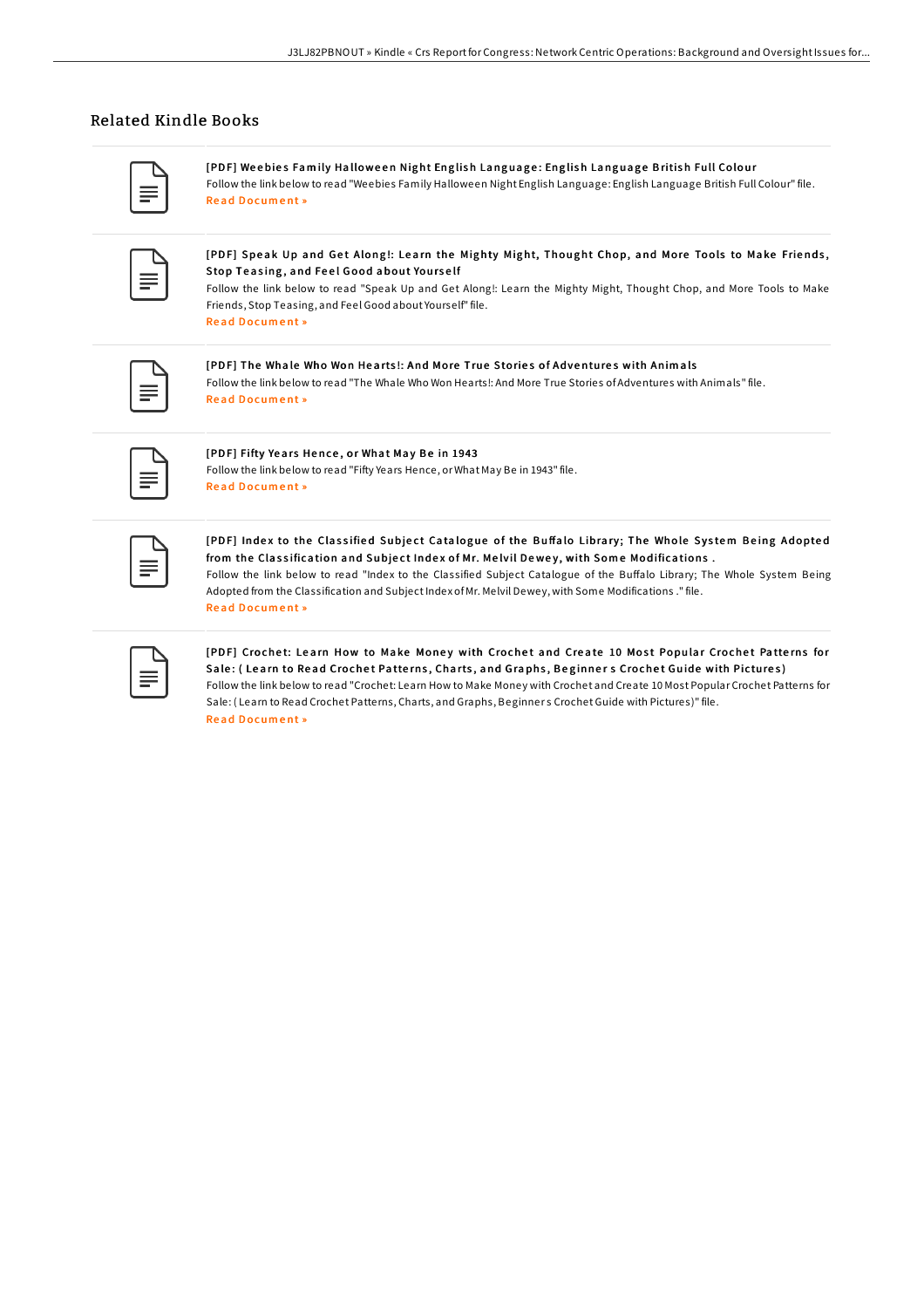## Related Kindle Books

**[PDF] Weebies Family Halloween Night English Language: English Language British Full Colour**

Follow the link below to read "Weebies Family Halloween Night English Language: English Language British Full Colour" file.

Read Document »

**[PDF] Speak Up and Get Along!: Learn the Mighty Might, Thought Chop, and More Tools to Make Friends, Stop Teasing, and Feel Good about Yourself**

Follow the link below to read "Speak Up and Get Along!: Learn the Mighty Might, Thought Chop, and More Tools to Make Friends, Stop Teasing, and Feel Good about Yourself" file.

Read Document »

**[PDF] The Whale Who Won Hearts!: And More True Stories of Adventures with Animals**

Follow the link below to read "The Whale Who Won Hearts!: And More True Stories of Adventures with Animals" file.

Read Document »

**[PDF] Fifty Years Hence, or What May Be in 1943**

Follow the link below to read "Fifty Years Hence, or What May Be in 1943" file.

Read Document »

**[PDF] Index to the Classified Subject Catalogue of the Buffalo Library; The Whole System Being Adopted from the Classification and Subject Index of Mr. Melvil Dewey, with Some Modifications .**

Follow the link below to read "Index to the Classified Subject Catalogue of the Buffalo Library; The Whole System Being Adopted from the Classification and Subject Index of Mr. Melvil Dewey, with Some Modifications ." file.

Read Document »

**[PDF] Crochet: Learn How to Make Money with Crochet and Create 10 Most Popular Crochet Patterns for Sale: ( Learn to Read Crochet Patterns, Charts, and Graphs, Beginner s Crochet Guide with Pictures)**

Follow the link below to read "Crochet: Learn How to Make Money with Crochet and Create 10 Most Popular Crochet Patterns for Sale: ( Learn to Read Crochet Patterns, Charts, and Graphs, Beginner s Crochet Guide with Pictures)" file.

Read Document »